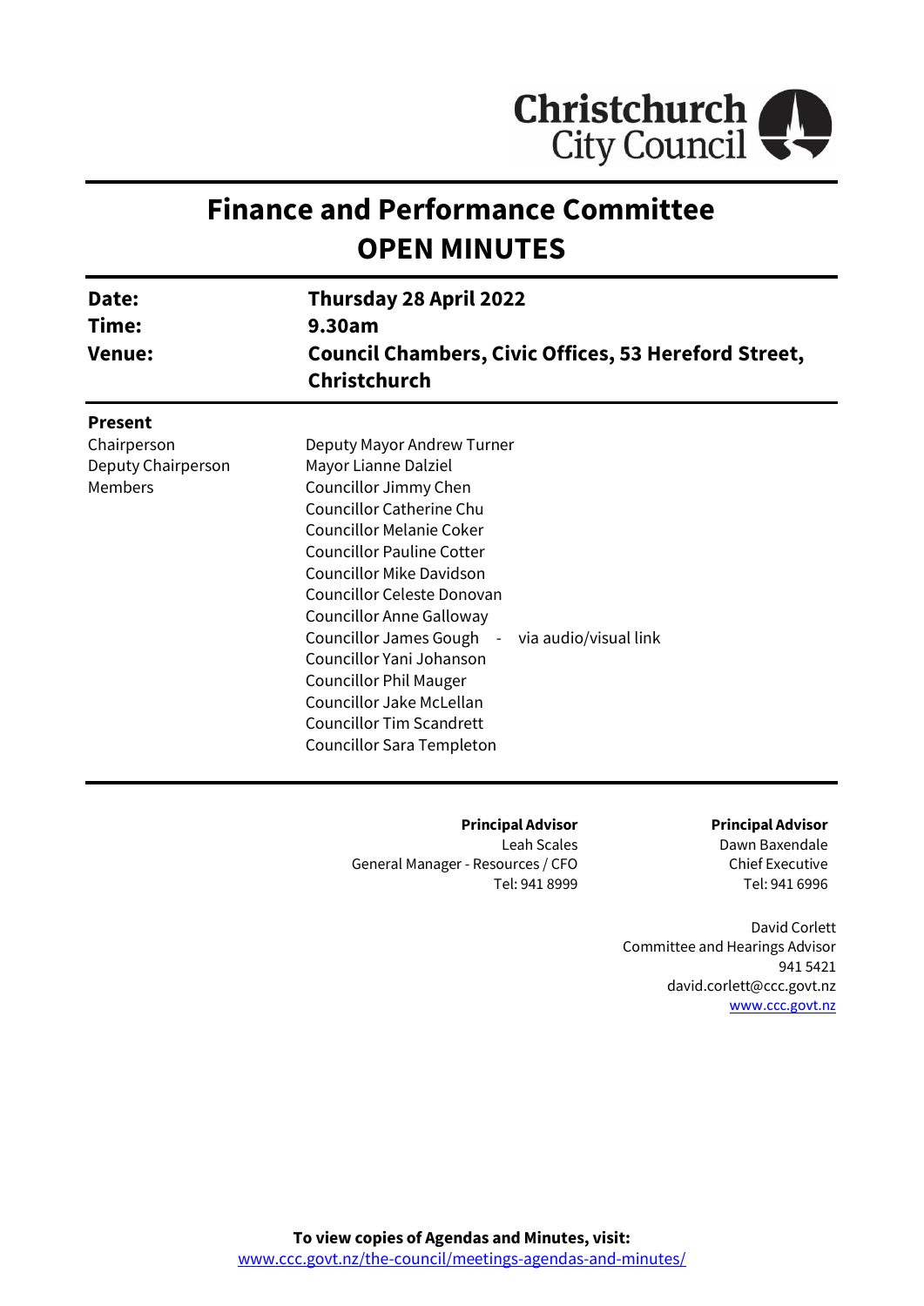Christchurch City Council

# Finance and Performance Committee
# OPEN MINUTES

| | |
|---|---|
| **Date:** | **Thursday 28 April 2022** |
| **Time:** | **9.30am** |
| **Venue:** | **Council Chambers, Civic Offices, 53 Hereford Street, Christchurch** |

**Present**

| | |
|---|---|
| Chairperson | Deputy Mayor Andrew Turner |
| Deputy Chairperson | Mayor Lianne Dalziel |
| Members | Councillor Jimmy Chen |
| | Councillor Catherine Chu |
| | Councillor Melanie Coker |
| | Councillor Pauline Cotter |
| | Councillor Mike Davidson |
| | Councillor Celeste Donovan |
| | Councillor Anne Galloway |
| | Councillor James Gough - via audio/visual link |
| | Councillor Yani Johanson |
| | Councillor Phil Mauger |
| | Councillor Jake McLellan |
| | Councillor Tim Scandrett |
| | Councillor Sara Templeton |

**Principal Advisor**
Leah Scales
General Manager - Resources / CFO
Tel: 941 8999

**Principal Advisor**
Dawn Baxendale
Chief Executive
Tel: 941 6996

David Corlett
Committee and Hearings Advisor
941 5421
david.corlett@ccc.govt.nz
www.ccc.govt.nz

**To view copies of Agendas and Minutes, visit:**
www.ccc.govt.nz/the-council/meetings-agendas-and-minutes/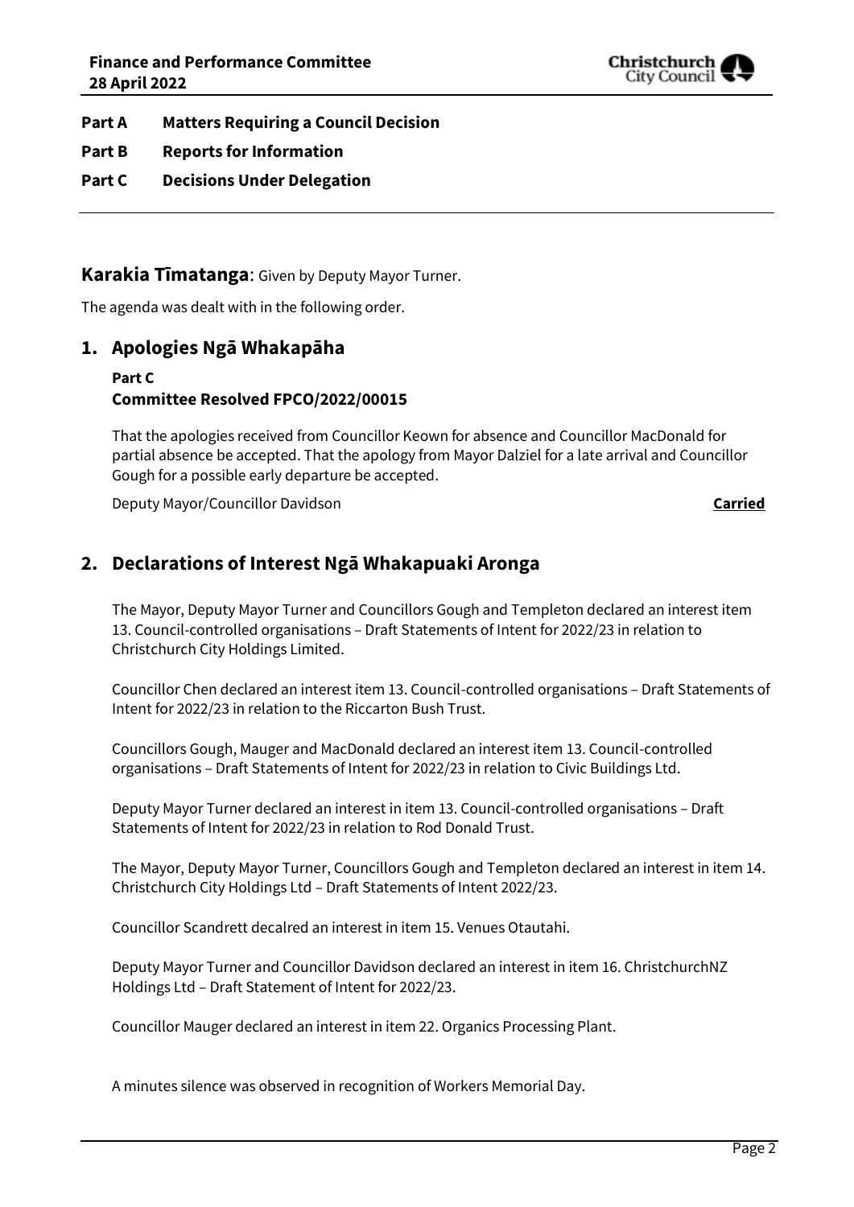**Part A Matters Requiring a Council Decision**

**Part B Reports for Information**

**Part C Decisions Under Delegation**

---

**Karakia Tīmatanga**: Given by Deputy Mayor Turner.

The agenda was dealt with in the following order.

## 1. Apologies Ngā Whakapāha

**Part C**
**Committee Resolved FPCO/2022/00015**

That the apologies received from Councillor Keown for absence and Councillor MacDonald for partial absence be accepted. That the apology from Mayor Dalziel for a late arrival and Councillor Gough for a possible early departure be accepted.

Deputy Mayor/Councillor Davidson **Carried**

## 2. Declarations of Interest Ngā Whakapuaki Aronga

The Mayor, Deputy Mayor Turner and Councillors Gough and Templeton declared an interest item 13. Council-controlled organisations – Draft Statements of Intent for 2022/23 in relation to Christchurch City Holdings Limited.

Councillor Chen declared an interest item 13. Council-controlled organisations – Draft Statements of Intent for 2022/23 in relation to the Riccarton Bush Trust.

Councillors Gough, Mauger and MacDonald declared an interest item 13. Council-controlled organisations – Draft Statements of Intent for 2022/23 in relation to Civic Buildings Ltd.

Deputy Mayor Turner declared an interest in item 13. Council-controlled organisations – Draft Statements of Intent for 2022/23 in relation to Rod Donald Trust.

The Mayor, Deputy Mayor Turner, Councillors Gough and Templeton declared an interest in item 14. Christchurch City Holdings Ltd – Draft Statements of Intent 2022/23.

Councillor Scandrett decalred an interest in item 15. Venues Otautahi.

Deputy Mayor Turner and Councillor Davidson declared an interest in item 16. ChristchurchNZ Holdings Ltd – Draft Statement of Intent for 2022/23.

Councillor Mauger declared an interest in item 22. Organics Processing Plant.

A minutes silence was observed in recognition of Workers Memorial Day.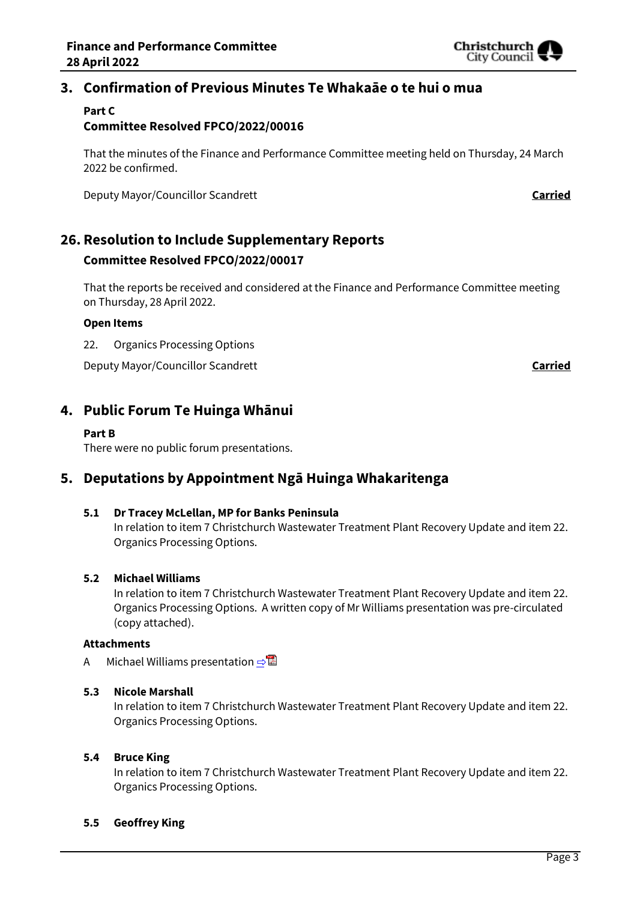## 3. Confirmation of Previous Minutes Te Whakaāe o te hui o mua

**Part C**

**Committee Resolved FPCO/2022/00016**

That the minutes of the Finance and Performance Committee meeting held on Thursday, 24 March 2022 be confirmed.

Deputy Mayor/Councillor Scandrett **Carried**

## 26. Resolution to Include Supplementary Reports

**Committee Resolved FPCO/2022/00017**

That the reports be received and considered at the Finance and Performance Committee meeting on Thursday, 28 April 2022.

**Open Items**

22. Organics Processing Options

Deputy Mayor/Councillor Scandrett **Carried**

## 4. Public Forum Te Huinga Whānui

**Part B**

There were no public forum presentations.

## 5. Deputations by Appointment Ngā Huinga Whakaritenga

**5.1 Dr Tracey McLellan, MP for Banks Peninsula**

In relation to item 7 Christchurch Wastewater Treatment Plant Recovery Update and item 22. Organics Processing Options.

**5.2 Michael Williams**

In relation to item 7 Christchurch Wastewater Treatment Plant Recovery Update and item 22. Organics Processing Options. A written copy of Mr Williams presentation was pre-circulated (copy attached).

**Attachments**

A Michael Williams presentation ⇨

**5.3 Nicole Marshall**

In relation to item 7 Christchurch Wastewater Treatment Plant Recovery Update and item 22. Organics Processing Options.

**5.4 Bruce King**

In relation to item 7 Christchurch Wastewater Treatment Plant Recovery Update and item 22. Organics Processing Options.

**5.5 Geoffrey King**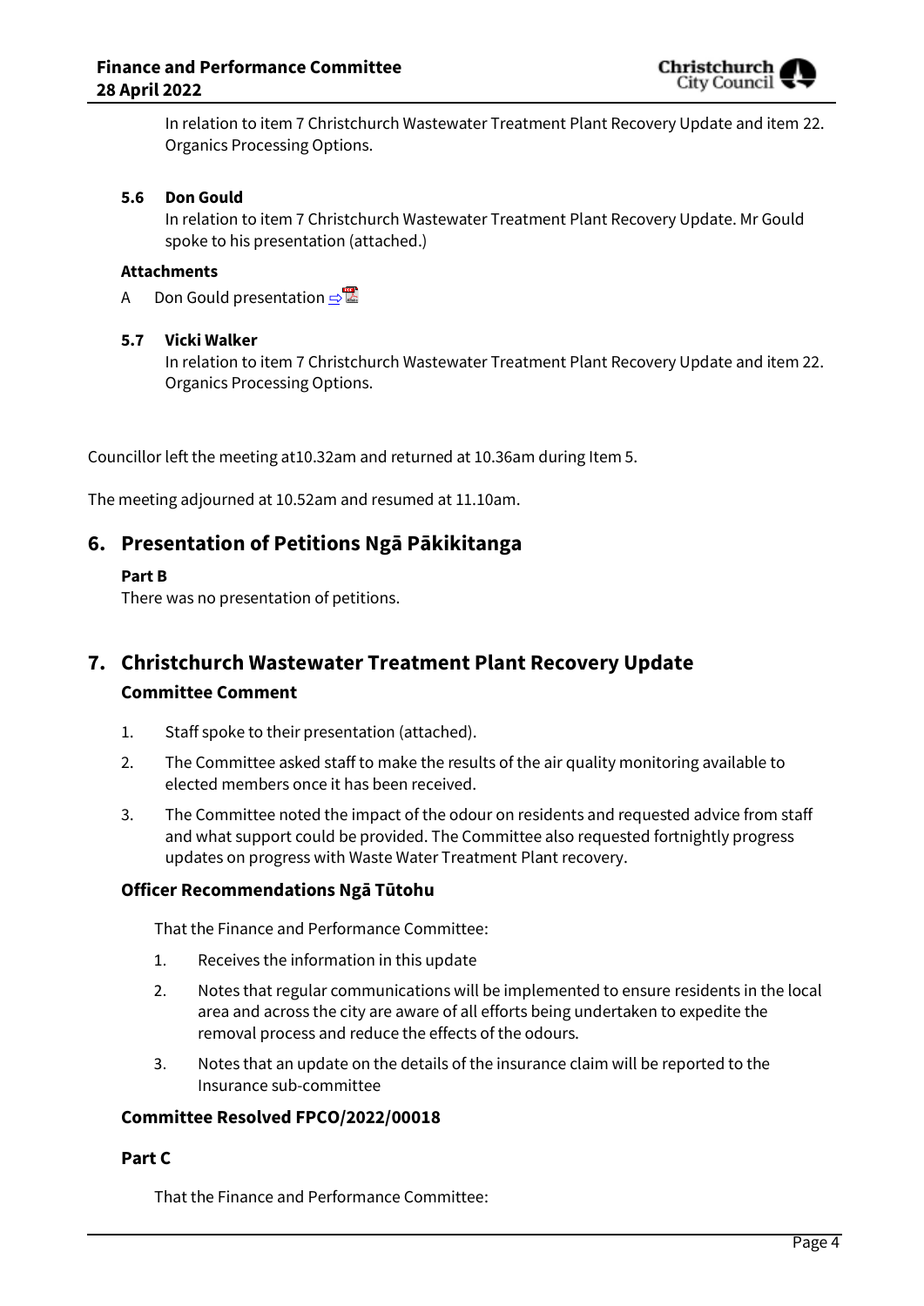In relation to item 7 Christchurch Wastewater Treatment Plant Recovery Update and item 22. Organics Processing Options.

**5.6 Don Gould**

In relation to item 7 Christchurch Wastewater Treatment Plant Recovery Update. Mr Gould spoke to his presentation (attached.)

**Attachments**

A Don Gould presentation

**5.7 Vicki Walker**

In relation to item 7 Christchurch Wastewater Treatment Plant Recovery Update and item 22. Organics Processing Options.

Councillor left the meeting at10.32am and returned at 10.36am during Item 5.

The meeting adjourned at 10.52am and resumed at 11.10am.

## 6. Presentation of Petitions Ngā Pākikitanga

**Part B**

There was no presentation of petitions.

## 7. Christchurch Wastewater Treatment Plant Recovery Update

### Committee Comment

1. Staff spoke to their presentation (attached).
2. The Committee asked staff to make the results of the air quality monitoring available to elected members once it has been received.
3. The Committee noted the impact of the odour on residents and requested advice from staff and what support could be provided. The Committee also requested fortnightly progress updates on progress with Waste Water Treatment Plant recovery.

### Officer Recommendations Ngā Tūtohu

That the Finance and Performance Committee:

1. Receives the information in this update
2. Notes that regular communications will be implemented to ensure residents in the local area and across the city are aware of all efforts being undertaken to expedite the removal process and reduce the effects of the odours.
3. Notes that an update on the details of the insurance claim will be reported to the Insurance sub-committee

### Committee Resolved FPCO/2022/00018

**Part C**

That the Finance and Performance Committee: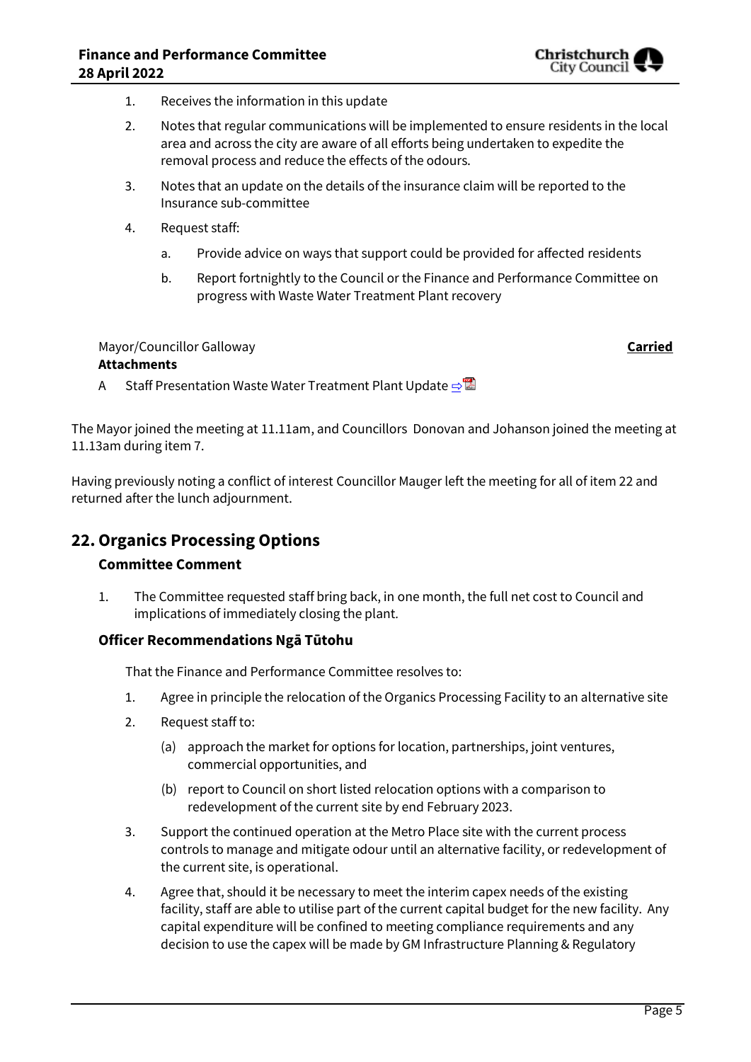1. Receives the information in this update
2. Notes that regular communications will be implemented to ensure residents in the local area and across the city are aware of all efforts being undertaken to expedite the removal process and reduce the effects of the odours.
3. Notes that an update on the details of the insurance claim will be reported to the Insurance sub-committee
4. Request staff:
    a. Provide advice on ways that support could be provided for affected residents
    b. Report fortnightly to the Council or the Finance and Performance Committee on progress with Waste Water Treatment Plant recovery

Mayor/Councillor Galloway **Carried**

**Attachments**

A Staff Presentation Waste Water Treatment Plant Update

The Mayor joined the meeting at 11.11am, and Councillors Donovan and Johanson joined the meeting at 11.13am during item 7.

Having previously noting a conflict of interest Councillor Mauger left the meeting for all of item 22 and returned after the lunch adjournment.

## 22. Organics Processing Options

### Committee Comment

1. The Committee requested staff bring back, in one month, the full net cost to Council and implications of immediately closing the plant.

### Officer Recommendations Ngā Tūtohu

That the Finance and Performance Committee resolves to:

1. Agree in principle the relocation of the Organics Processing Facility to an alternative site
2. Request staff to:
    (a) approach the market for options for location, partnerships, joint ventures, commercial opportunities, and
    (b) report to Council on short listed relocation options with a comparison to redevelopment of the current site by end February 2023.
3. Support the continued operation at the Metro Place site with the current process controls to manage and mitigate odour until an alternative facility, or redevelopment of the current site, is operational.
4. Agree that, should it be necessary to meet the interim capex needs of the existing facility, staff are able to utilise part of the current capital budget for the new facility. Any capital expenditure will be confined to meeting compliance requirements and any decision to use the capex will be made by GM Infrastructure Planning & Regulatory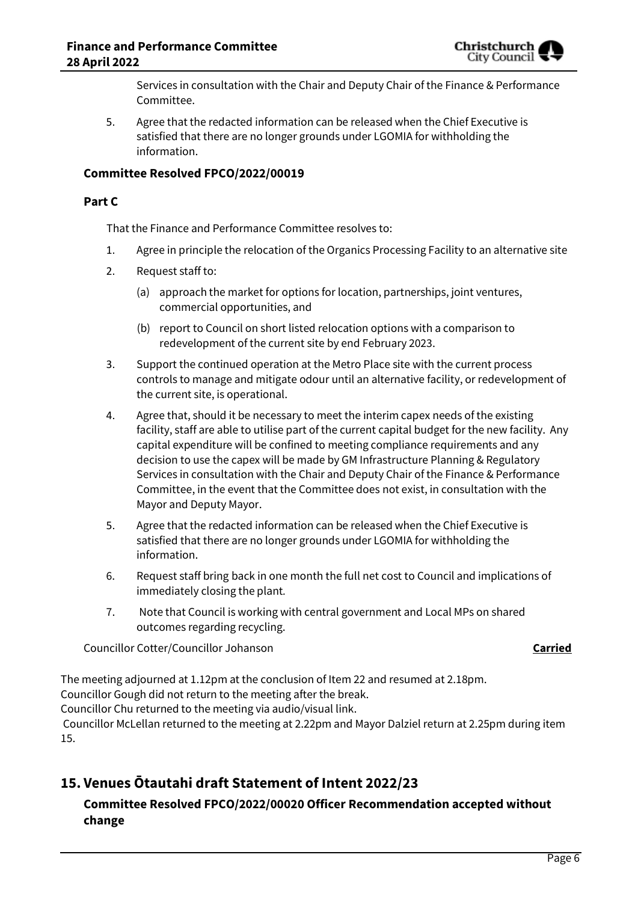Services in consultation with the Chair and Deputy Chair of the Finance & Performance Committee.

5. Agree that the redacted information can be released when the Chief Executive is satisfied that there are no longer grounds under LGOMIA for withholding the information.

**Committee Resolved FPCO/2022/00019**

**Part C**

That the Finance and Performance Committee resolves to:

1. Agree in principle the relocation of the Organics Processing Facility to an alternative site
2. Request staff to:
   (a) approach the market for options for location, partnerships, joint ventures, commercial opportunities, and
   (b) report to Council on short listed relocation options with a comparison to redevelopment of the current site by end February 2023.
3. Support the continued operation at the Metro Place site with the current process controls to manage and mitigate odour until an alternative facility, or redevelopment of the current site, is operational.
4. Agree that, should it be necessary to meet the interim capex needs of the existing facility, staff are able to utilise part of the current capital budget for the new facility. Any capital expenditure will be confined to meeting compliance requirements and any decision to use the capex will be made by GM Infrastructure Planning & Regulatory Services in consultation with the Chair and Deputy Chair of the Finance & Performance Committee, in the event that the Committee does not exist, in consultation with the Mayor and Deputy Mayor.
5. Agree that the redacted information can be released when the Chief Executive is satisfied that there are no longer grounds under LGOMIA for withholding the information.
6. Request staff bring back in one month the full net cost to Council and implications of immediately closing the plant.
7. Note that Council is working with central government and Local MPs on shared outcomes regarding recycling.

Councillor Cotter/Councillor Johanson **Carried**

The meeting adjourned at 1.12pm at the conclusion of Item 22 and resumed at 2.18pm.
Councillor Gough did not return to the meeting after the break.
Councillor Chu returned to the meeting via audio/visual link.
Councillor McLellan returned to the meeting at 2.22pm and Mayor Dalziel return at 2.25pm during item 15.

## 15. Venues Ōtautahi draft Statement of Intent 2022/23

**Committee Resolved FPCO/2022/00020 Officer Recommendation accepted without change**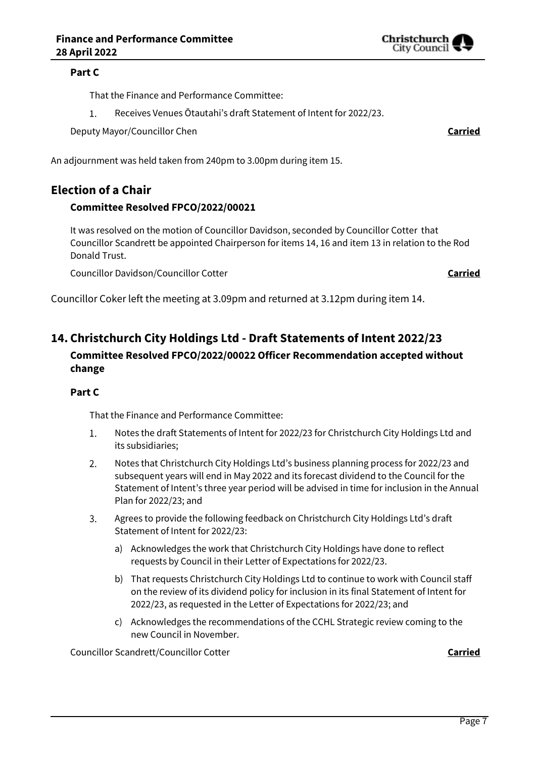**Part C**

That the Finance and Performance Committee:

1. Receives Venues Ōtautahi's draft Statement of Intent for 2022/23.

Deputy Mayor/Councillor Chen **Carried**

An adjournment was held taken from 240pm to 3.00pm during item 15.

## Election of a Chair

### Committee Resolved FPCO/2022/00021

It was resolved on the motion of Councillor Davidson, seconded by Councillor Cotter that Councillor Scandrett be appointed Chairperson for items 14, 16 and item 13 in relation to the Rod Donald Trust.

Councillor Davidson/Councillor Cotter **Carried**

Councillor Coker left the meeting at 3.09pm and returned at 3.12pm during item 14.

## 14. Christchurch City Holdings Ltd - Draft Statements of Intent 2022/23

### Committee Resolved FPCO/2022/00022 Officer Recommendation accepted without change

**Part C**

That the Finance and Performance Committee:

1. Notes the draft Statements of Intent for 2022/23 for Christchurch City Holdings Ltd and its subsidiaries;
2. Notes that Christchurch City Holdings Ltd's business planning process for 2022/23 and subsequent years will end in May 2022 and its forecast dividend to the Council for the Statement of Intent's three year period will be advised in time for inclusion in the Annual Plan for 2022/23; and
3. Agrees to provide the following feedback on Christchurch City Holdings Ltd's draft Statement of Intent for 2022/23:
   a) Acknowledges the work that Christchurch City Holdings have done to reflect requests by Council in their Letter of Expectations for 2022/23.
   b) That requests Christchurch City Holdings Ltd to continue to work with Council staff on the review of its dividend policy for inclusion in its final Statement of Intent for 2022/23, as requested in the Letter of Expectations for 2022/23; and
   c) Acknowledges the recommendations of the CCHL Strategic review coming to the new Council in November.

Councillor Scandrett/Councillor Cotter **Carried**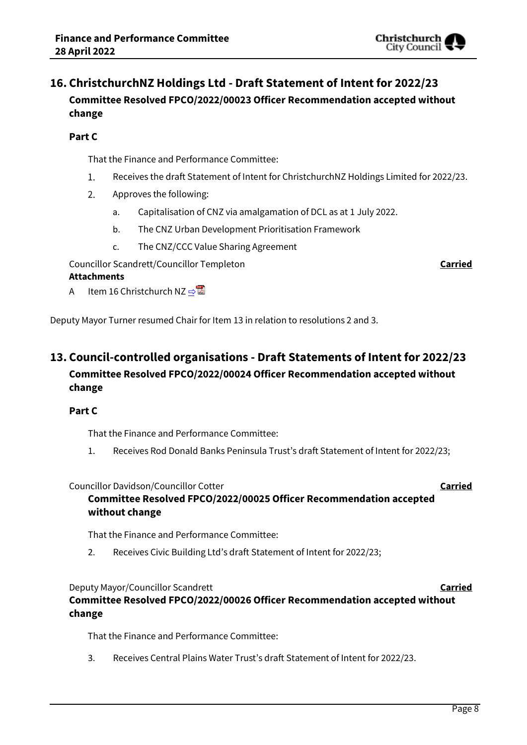## 16. ChristchurchNZ Holdings Ltd - Draft Statement of Intent for 2022/23

**Committee Resolved FPCO/2022/00023 Officer Recommendation accepted without change**

**Part C**

That the Finance and Performance Committee:

1. Receives the draft Statement of Intent for ChristchurchNZ Holdings Limited for 2022/23.
2. Approves the following:
   a. Capitalisation of CNZ via amalgamation of DCL as at 1 July 2022.
   b. The CNZ Urban Development Prioritisation Framework
   c. The CNZ/CCC Value Sharing Agreement

Councillor Scandrett/Councillor Templeton **Carried**

**Attachments**

A Item 16 Christchurch NZ

Deputy Mayor Turner resumed Chair for Item 13 in relation to resolutions 2 and 3.

## 13. Council-controlled organisations - Draft Statements of Intent for 2022/23

**Committee Resolved FPCO/2022/00024 Officer Recommendation accepted without change**

**Part C**

That the Finance and Performance Committee:

1. Receives Rod Donald Banks Peninsula Trust's draft Statement of Intent for 2022/23;

Councillor Davidson/Councillor Cotter **Carried**

**Committee Resolved FPCO/2022/00025 Officer Recommendation accepted without change**

That the Finance and Performance Committee:

2. Receives Civic Building Ltd's draft Statement of Intent for 2022/23;

Deputy Mayor/Councillor Scandrett **Carried**

**Committee Resolved FPCO/2022/00026 Officer Recommendation accepted without change**

That the Finance and Performance Committee:

3. Receives Central Plains Water Trust's draft Statement of Intent for 2022/23.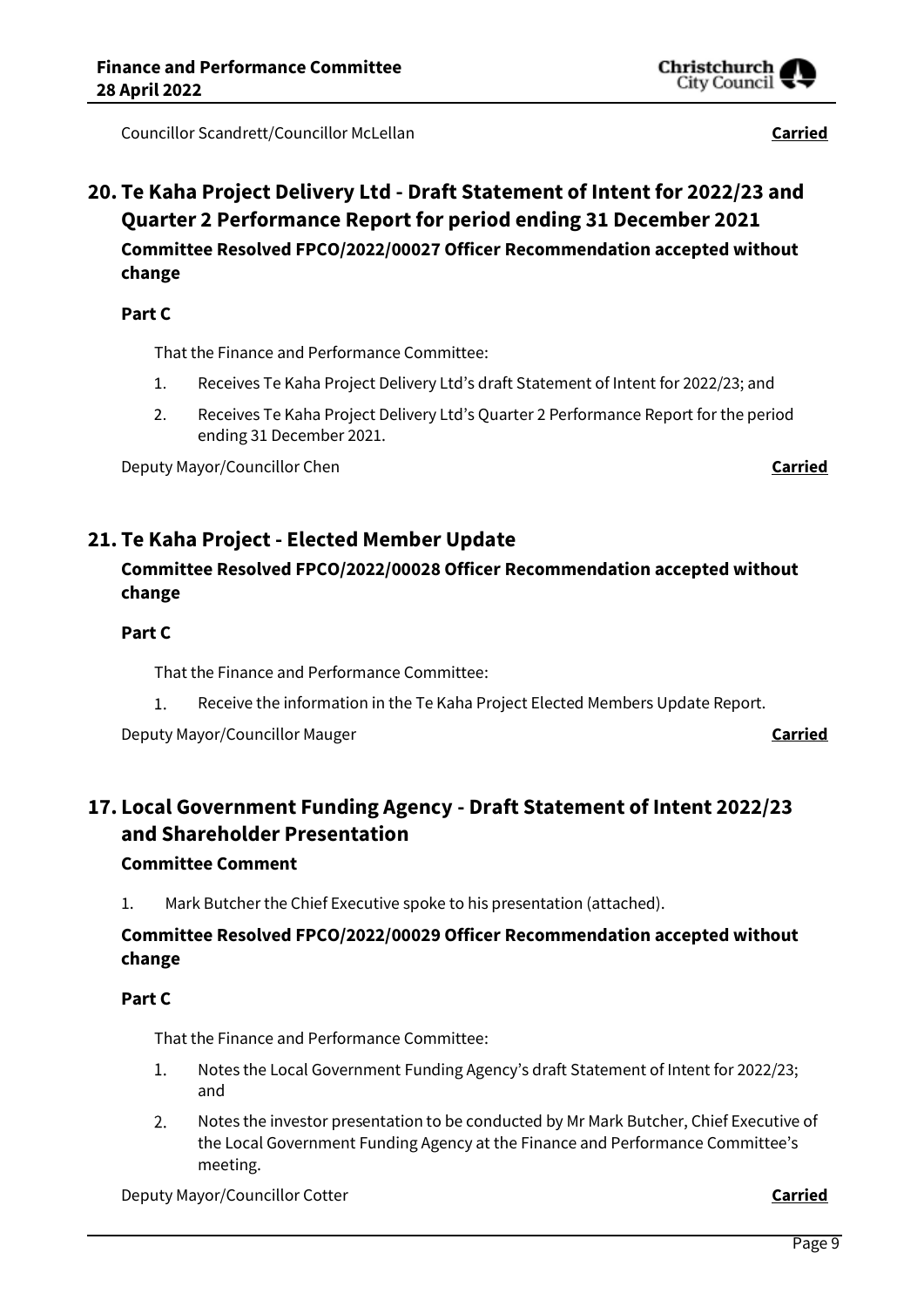Councillor Scandrett/Councillor McLellan **Carried**

## 20. Te Kaha Project Delivery Ltd - Draft Statement of Intent for 2022/23 and Quarter 2 Performance Report for period ending 31 December 2021

### Committee Resolved FPCO/2022/00027 Officer Recommendation accepted without change

**Part C**

That the Finance and Performance Committee:

1. Receives Te Kaha Project Delivery Ltd's draft Statement of Intent for 2022/23; and
2. Receives Te Kaha Project Delivery Ltd's Quarter 2 Performance Report for the period ending 31 December 2021.

Deputy Mayor/Councillor Chen **Carried**

## 21. Te Kaha Project - Elected Member Update

### Committee Resolved FPCO/2022/00028 Officer Recommendation accepted without change

**Part C**

That the Finance and Performance Committee:

1. Receive the information in the Te Kaha Project Elected Members Update Report.

Deputy Mayor/Councillor Mauger **Carried**

## 17. Local Government Funding Agency - Draft Statement of Intent 2022/23 and Shareholder Presentation

### Committee Comment

1. Mark Butcher the Chief Executive spoke to his presentation (attached).

### Committee Resolved FPCO/2022/00029 Officer Recommendation accepted without change

**Part C**

That the Finance and Performance Committee:

1. Notes the Local Government Funding Agency's draft Statement of Intent for 2022/23; and
2. Notes the investor presentation to be conducted by Mr Mark Butcher, Chief Executive of the Local Government Funding Agency at the Finance and Performance Committee's meeting.

Deputy Mayor/Councillor Cotter **Carried**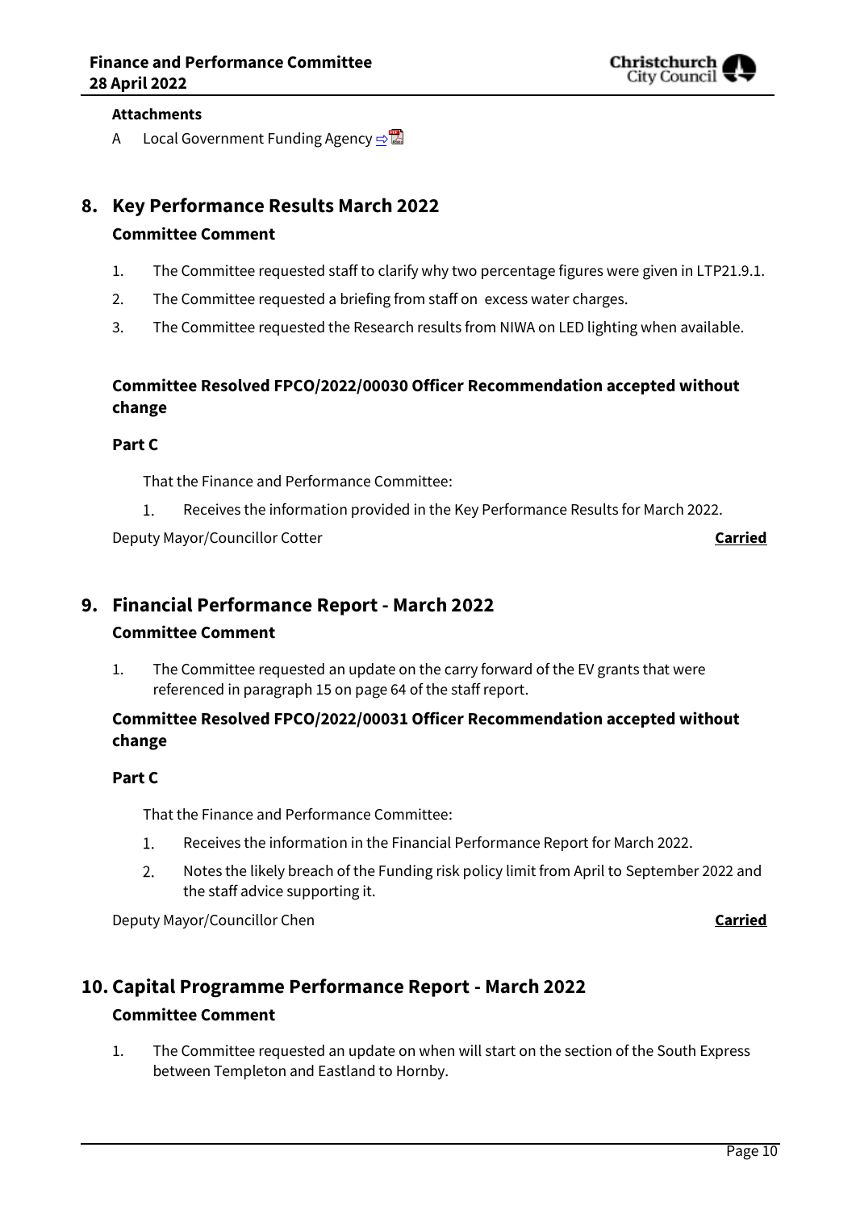**Attachments**

A Local Government Funding Agency

## 8. Key Performance Results March 2022

### Committee Comment

1. The Committee requested staff to clarify why two percentage figures were given in LTP21.9.1.
2. The Committee requested a briefing from staff on excess water charges.
3. The Committee requested the Research results from NIWA on LED lighting when available.

### Committee Resolved FPCO/2022/00030 Officer Recommendation accepted without change

**Part C**

That the Finance and Performance Committee:

1. Receives the information provided in the Key Performance Results for March 2022.

Deputy Mayor/Councillor Cotter **Carried**

## 9. Financial Performance Report - March 2022

### Committee Comment

1. The Committee requested an update on the carry forward of the EV grants that were referenced in paragraph 15 on page 64 of the staff report.

### Committee Resolved FPCO/2022/00031 Officer Recommendation accepted without change

**Part C**

That the Finance and Performance Committee:

1. Receives the information in the Financial Performance Report for March 2022.
2. Notes the likely breach of the Funding risk policy limit from April to September 2022 and the staff advice supporting it.

Deputy Mayor/Councillor Chen **Carried**

## 10. Capital Programme Performance Report - March 2022

### Committee Comment

1. The Committee requested an update on when will start on the section of the South Express between Templeton and Eastland to Hornby.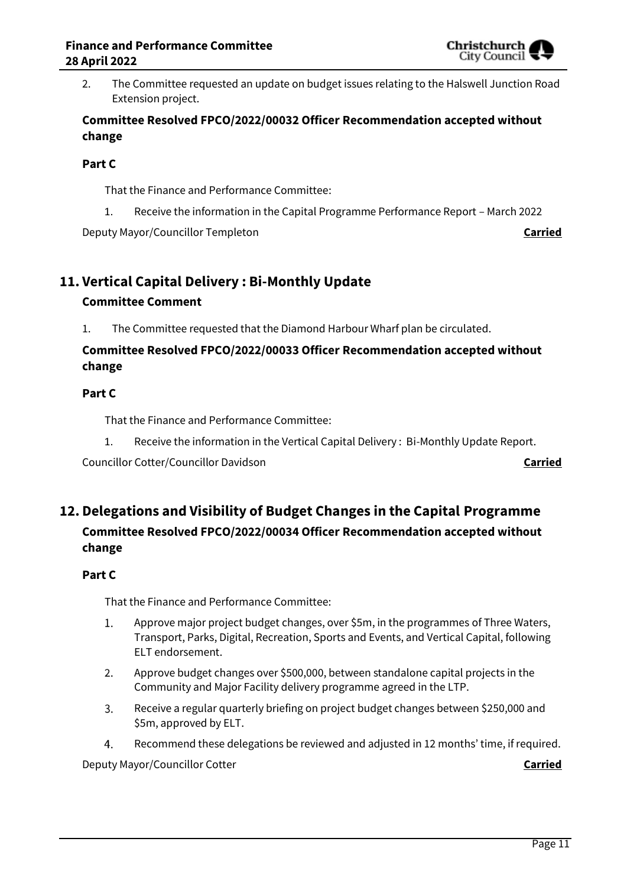2. The Committee requested an update on budget issues relating to the Halswell Junction Road Extension project.

**Committee Resolved FPCO/2022/00032 Officer Recommendation accepted without change**

**Part C**

That the Finance and Performance Committee:

1. Receive the information in the Capital Programme Performance Report – March 2022

Deputy Mayor/Councillor Templeton **Carried**

## 11. Vertical Capital Delivery : Bi-Monthly Update

**Committee Comment**

1. The Committee requested that the Diamond Harbour Wharf plan be circulated.

**Committee Resolved FPCO/2022/00033 Officer Recommendation accepted without change**

**Part C**

That the Finance and Performance Committee:

1. Receive the information in the Vertical Capital Delivery : Bi-Monthly Update Report.

Councillor Cotter/Councillor Davidson **Carried**

## 12. Delegations and Visibility of Budget Changes in the Capital Programme

**Committee Resolved FPCO/2022/00034 Officer Recommendation accepted without change**

**Part C**

That the Finance and Performance Committee:

1. Approve major project budget changes, over $5m, in the programmes of Three Waters, Transport, Parks, Digital, Recreation, Sports and Events, and Vertical Capital, following ELT endorsement.
2. Approve budget changes over $500,000, between standalone capital projects in the Community and Major Facility delivery programme agreed in the LTP.
3. Receive a regular quarterly briefing on project budget changes between $250,000 and $5m, approved by ELT.
4. Recommend these delegations be reviewed and adjusted in 12 months' time, if required.

Deputy Mayor/Councillor Cotter **Carried**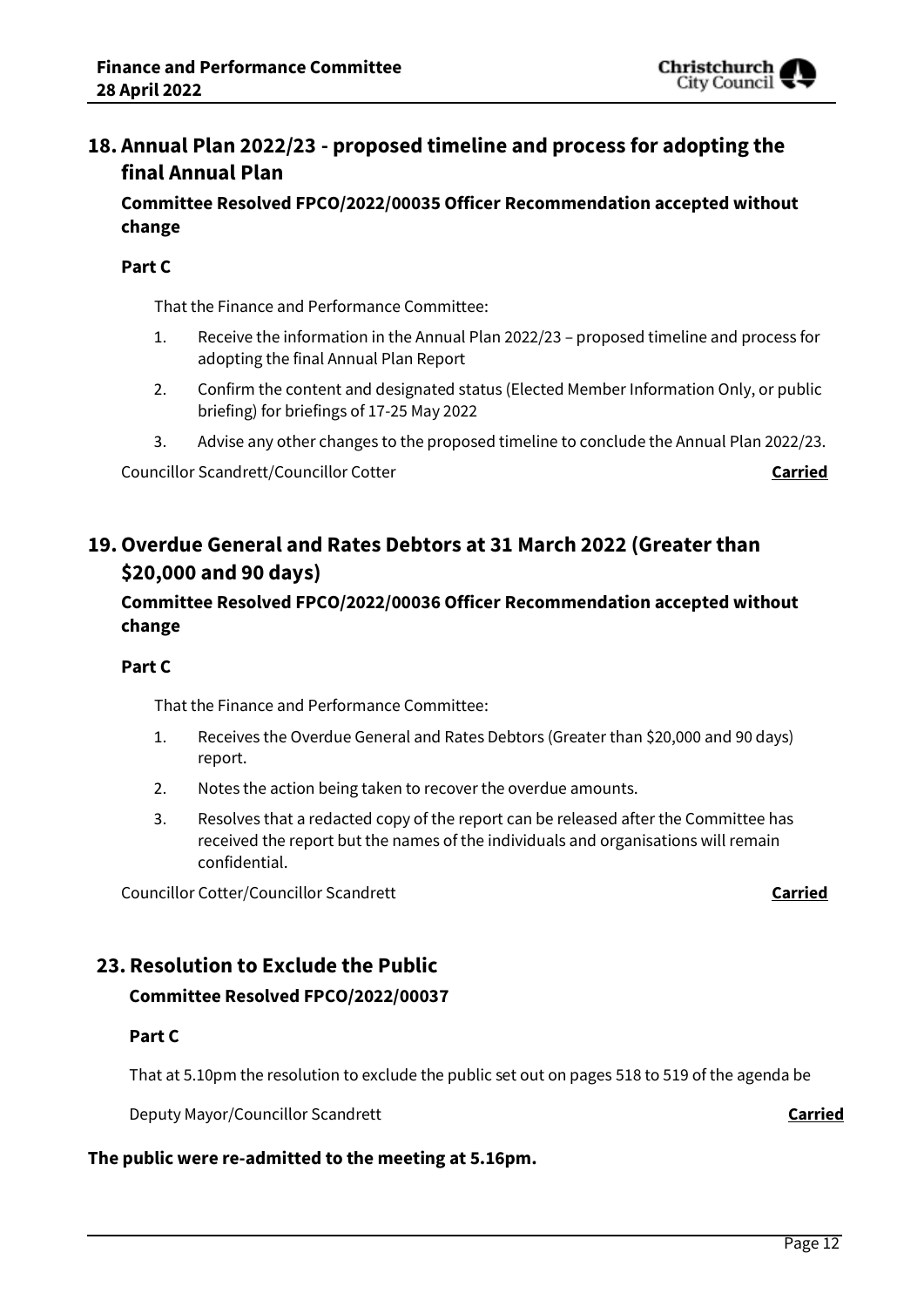## 18. Annual Plan 2022/23 - proposed timeline and process for adopting the final Annual Plan

**Committee Resolved FPCO/2022/00035 Officer Recommendation accepted without change**

**Part C**

That the Finance and Performance Committee:

1. Receive the information in the Annual Plan 2022/23 – proposed timeline and process for adopting the final Annual Plan Report
2. Confirm the content and designated status (Elected Member Information Only, or public briefing) for briefings of 17-25 May 2022
3. Advise any other changes to the proposed timeline to conclude the Annual Plan 2022/23.

Councillor Scandrett/Councillor Cotter **Carried**

## 19. Overdue General and Rates Debtors at 31 March 2022 (Greater than $20,000 and 90 days)

**Committee Resolved FPCO/2022/00036 Officer Recommendation accepted without change**

**Part C**

That the Finance and Performance Committee:

1. Receives the Overdue General and Rates Debtors (Greater than $20,000 and 90 days) report.
2. Notes the action being taken to recover the overdue amounts.
3. Resolves that a redacted copy of the report can be released after the Committee has received the report but the names of the individuals and organisations will remain confidential.

Councillor Cotter/Councillor Scandrett **Carried**

## 23. Resolution to Exclude the Public

**Committee Resolved FPCO/2022/00037**

**Part C**

That at 5.10pm the resolution to exclude the public set out on pages 518 to 519 of the agenda be

Deputy Mayor/Councillor Scandrett **Carried**

**The public were re-admitted to the meeting at 5.16pm.**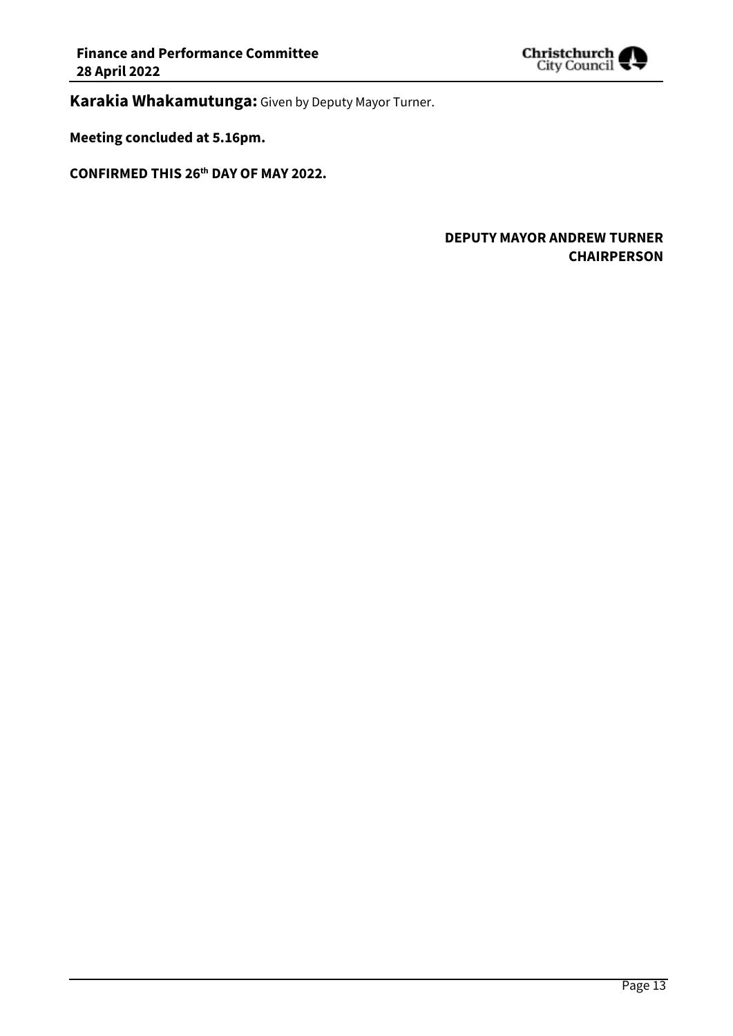**Karakia Whakamutunga:** Given by Deputy Mayor Turner.

**Meeting concluded at 5.16pm.**

**CONFIRMED THIS 26th DAY OF MAY 2022.**

**DEPUTY MAYOR ANDREW TURNER**
**CHAIRPERSON**